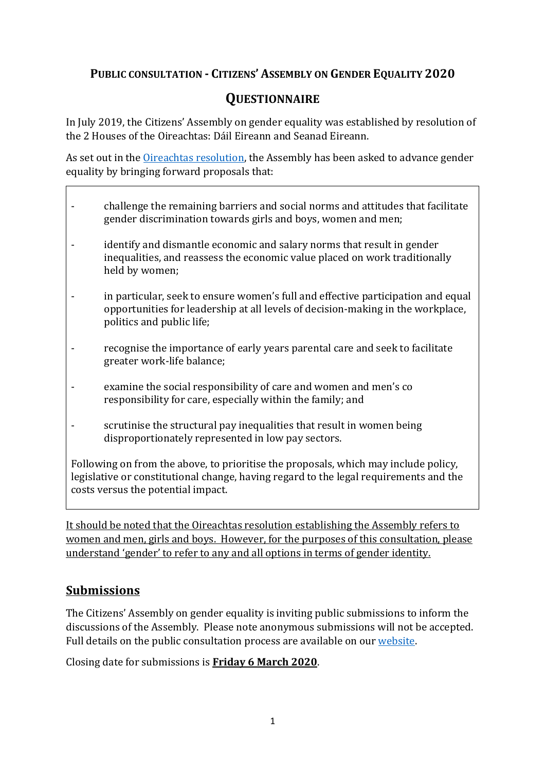## PUBLIC CONSULTATION - CITIZENS' ASSEMBLY ON GENDER EQUALITY 2020

## QUESTIONNAIRE

In July 2019, the Citizens' Assembly on gender equality was established by resolution of the 2 Houses of the Oireachtas: Dáil Eireann and Seanad Eireann.

As set out in the [Oireachtas resolution](), the Assembly has been asked to advance gender equality by bringing forward proposals that:

> - challenge the remaining barriers and social norms and attitudes that facilitate gender discrimination towards girls and boys, women and men;
> - identify and dismantle economic and salary norms that result in gender inequalities, and reassess the economic value placed on work traditionally held by women;
> - in particular, seek to ensure women's full and effective participation and equal opportunities for leadership at all levels of decision-making in the workplace, politics and public life;
> - recognise the importance of early years parental care and seek to facilitate greater work-life balance;
> - examine the social responsibility of care and women and men's co responsibility for care, especially within the family; and
> - scrutinise the structural pay inequalities that result in women being disproportionately represented in low pay sectors.
>
> Following on from the above, to prioritise the proposals, which may include policy, legislative or constitutional change, having regard to the legal requirements and the costs versus the potential impact.

<u>It should be noted that the Oireachtas resolution establishing the Assembly refers to women and men, girls and boys. However, for the purposes of this consultation, please understand 'gender' to refer to any and all options in terms of gender identity.</u>

## Submissions

The Citizens' Assembly on gender equality is inviting public submissions to inform the discussions of the Assembly. Please note anonymous submissions will not be accepted. Full details on the public consultation process are available on our [website]().

Closing date for submissions is **Friday 6 March 2020**.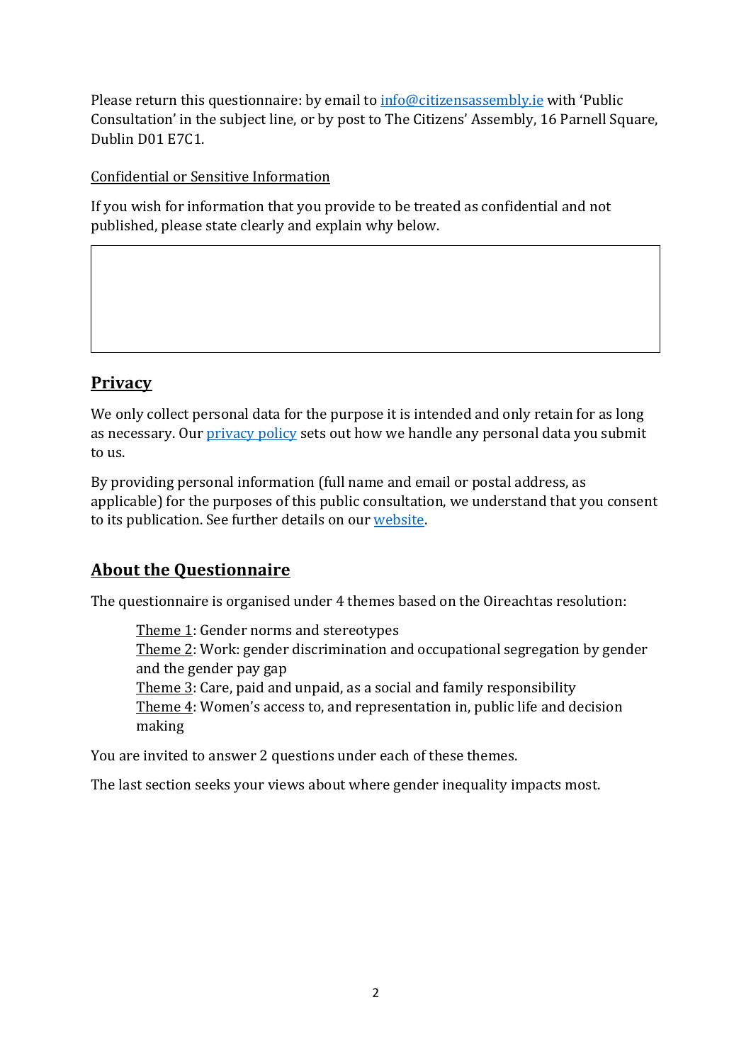Please return this questionnaire: by email to [info@citizensassembly.ie](mailto:info@citizensassembly.ie) with 'Public Consultation' in the subject line, or by post to The Citizens' Assembly, 16 Parnell Square, Dublin D01 E7C1.

Confidential or Sensitive Information

If you wish for information that you provide to be treated as confidential and not published, please state clearly and explain why below.

## Privacy

We only collect personal data for the purpose it is intended and only retain for as long as necessary. Our privacy policy sets out how we handle any personal data you submit to us.

By providing personal information (full name and email or postal address, as applicable) for the purposes of this public consultation, we understand that you consent to its publication. See further details on our website.

## About the Questionnaire

The questionnaire is organised under 4 themes based on the Oireachtas resolution:

- Theme 1: Gender norms and stereotypes
- Theme 2: Work: gender discrimination and occupational segregation by gender and the gender pay gap
- Theme 3: Care, paid and unpaid, as a social and family responsibility
- Theme 4: Women's access to, and representation in, public life and decision making

You are invited to answer 2 questions under each of these themes.

The last section seeks your views about where gender inequality impacts most.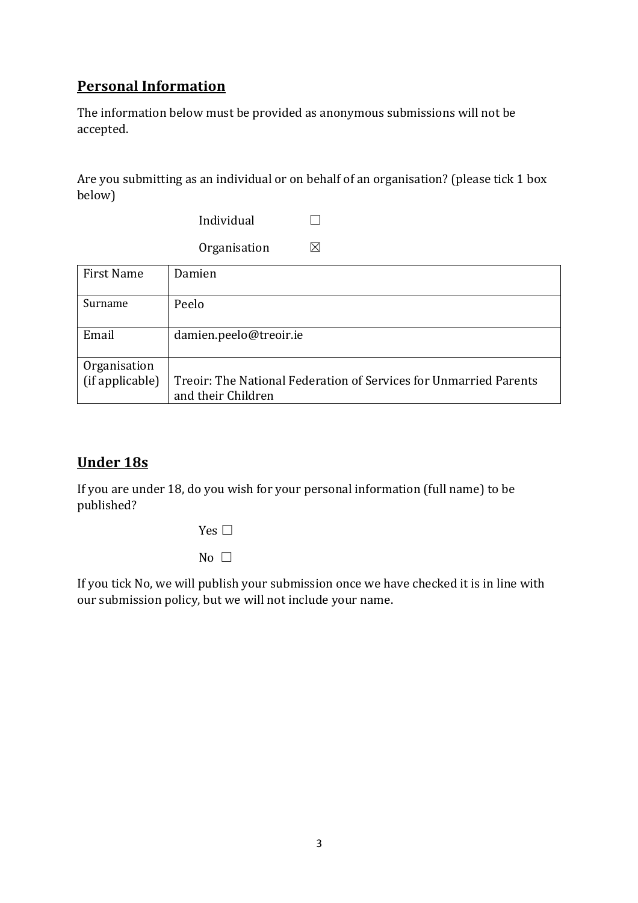## Personal Information

The information below must be provided as anonymous submissions will not be accepted.

Are you submitting as an individual or on behalf of an organisation? (please tick 1 box below)

Individual ☐

Organisation ☒

| First Name | Damien |
|---|---|
| Surname | Peelo |
| Email | damien.peelo@treoir.ie |
| Organisation (if applicable) | Treoir: The National Federation of Services for Unmarried Parents and their Children |

## Under 18s

If you are under 18, do you wish for your personal information (full name) to be published?

Yes ☐

No ☐

If you tick No, we will publish your submission once we have checked it is in line with our submission policy, but we will not include your name.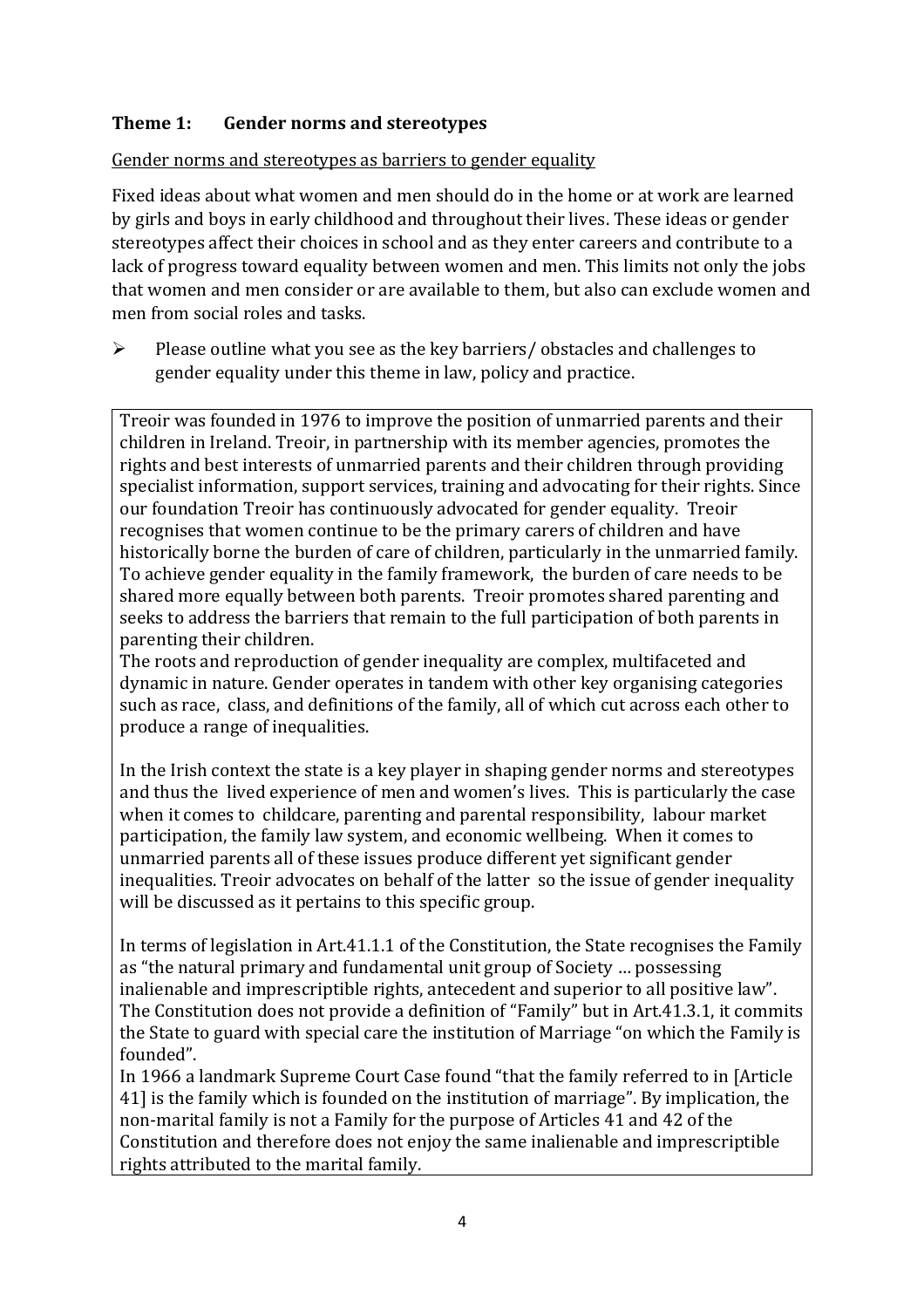## Theme 1: Gender norms and stereotypes

Gender norms and stereotypes as barriers to gender equality

Fixed ideas about what women and men should do in the home or at work are learned by girls and boys in early childhood and throughout their lives. These ideas or gender stereotypes affect their choices in school and as they enter careers and contribute to a lack of progress toward equality between women and men. This limits not only the jobs that women and men consider or are available to them, but also can exclude women and men from social roles and tasks.

- Please outline what you see as the key barriers/ obstacles and challenges to gender equality under this theme in law, policy and practice.

Treoir was founded in 1976 to improve the position of unmarried parents and their children in Ireland. Treoir, in partnership with its member agencies, promotes the rights and best interests of unmarried parents and their children through providing specialist information, support services, training and advocating for their rights. Since our foundation Treoir has continuously advocated for gender equality. Treoir recognises that women continue to be the primary carers of children and have historically borne the burden of care of children, particularly in the unmarried family. To achieve gender equality in the family framework, the burden of care needs to be shared more equally between both parents. Treoir promotes shared parenting and seeks to address the barriers that remain to the full participation of both parents in parenting their children.

The roots and reproduction of gender inequality are complex, multifaceted and dynamic in nature. Gender operates in tandem with other key organising categories such as race, class, and definitions of the family, all of which cut across each other to produce a range of inequalities.

In the Irish context the state is a key player in shaping gender norms and stereotypes and thus the lived experience of men and women's lives. This is particularly the case when it comes to childcare, parenting and parental responsibility, labour market participation, the family law system, and economic wellbeing. When it comes to unmarried parents all of these issues produce different yet significant gender inequalities. Treoir advocates on behalf of the latter so the issue of gender inequality will be discussed as it pertains to this specific group.

In terms of legislation in Art.41.1.1 of the Constitution, the State recognises the Family as "the natural primary and fundamental unit group of Society … possessing inalienable and imprescriptible rights, antecedent and superior to all positive law". The Constitution does not provide a definition of "Family" but in Art.41.3.1, it commits the State to guard with special care the institution of Marriage "on which the Family is founded".

In 1966 a landmark Supreme Court Case found "that the family referred to in [Article 41] is the family which is founded on the institution of marriage". By implication, the non-marital family is not a Family for the purpose of Articles 41 and 42 of the Constitution and therefore does not enjoy the same inalienable and imprescriptible rights attributed to the marital family.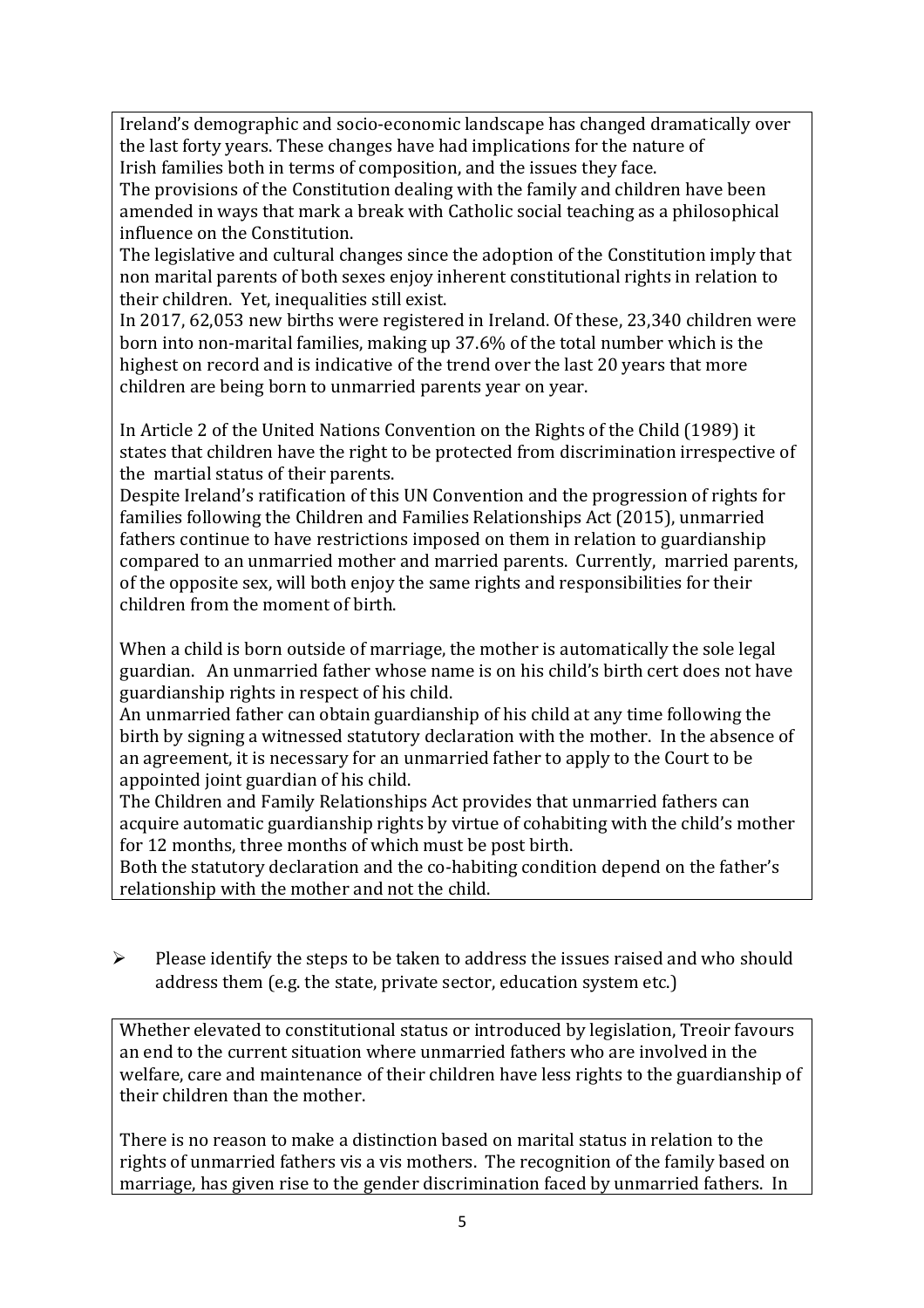Ireland's demographic and socio-economic landscape has changed dramatically over the last forty years. These changes have had implications for the nature of Irish families both in terms of composition, and the issues they face.
The provisions of the Constitution dealing with the family and children have been amended in ways that mark a break with Catholic social teaching as a philosophical influence on the Constitution.
The legislative and cultural changes since the adoption of the Constitution imply that non marital parents of both sexes enjoy inherent constitutional rights in relation to their children. Yet, inequalities still exist.
In 2017, 62,053 new births were registered in Ireland. Of these, 23,340 children were born into non-marital families, making up 37.6% of the total number which is the highest on record and is indicative of the trend over the last 20 years that more children are being born to unmarried parents year on year.

In Article 2 of the United Nations Convention on the Rights of the Child (1989) it states that children have the right to be protected from discrimination irrespective of the martial status of their parents.
Despite Ireland's ratification of this UN Convention and the progression of rights for families following the Children and Families Relationships Act (2015), unmarried fathers continue to have restrictions imposed on them in relation to guardianship compared to an unmarried mother and married parents. Currently, married parents, of the opposite sex, will both enjoy the same rights and responsibilities for their children from the moment of birth.

When a child is born outside of marriage, the mother is automatically the sole legal guardian. An unmarried father whose name is on his child's birth cert does not have guardianship rights in respect of his child.
An unmarried father can obtain guardianship of his child at any time following the birth by signing a witnessed statutory declaration with the mother. In the absence of an agreement, it is necessary for an unmarried father to apply to the Court to be appointed joint guardian of his child.
The Children and Family Relationships Act provides that unmarried fathers can acquire automatic guardianship rights by virtue of cohabiting with the child's mother for 12 months, three months of which must be post birth.
Both the statutory declaration and the co-habiting condition depend on the father's relationship with the mother and not the child.

- Please identify the steps to be taken to address the issues raised and who should address them (e.g. the state, private sector, education system etc.)

Whether elevated to constitutional status or introduced by legislation, Treoir favours an end to the current situation where unmarried fathers who are involved in the welfare, care and maintenance of their children have less rights to the guardianship of their children than the mother.

There is no reason to make a distinction based on marital status in relation to the rights of unmarried fathers vis a vis mothers. The recognition of the family based on marriage, has given rise to the gender discrimination faced by unmarried fathers. In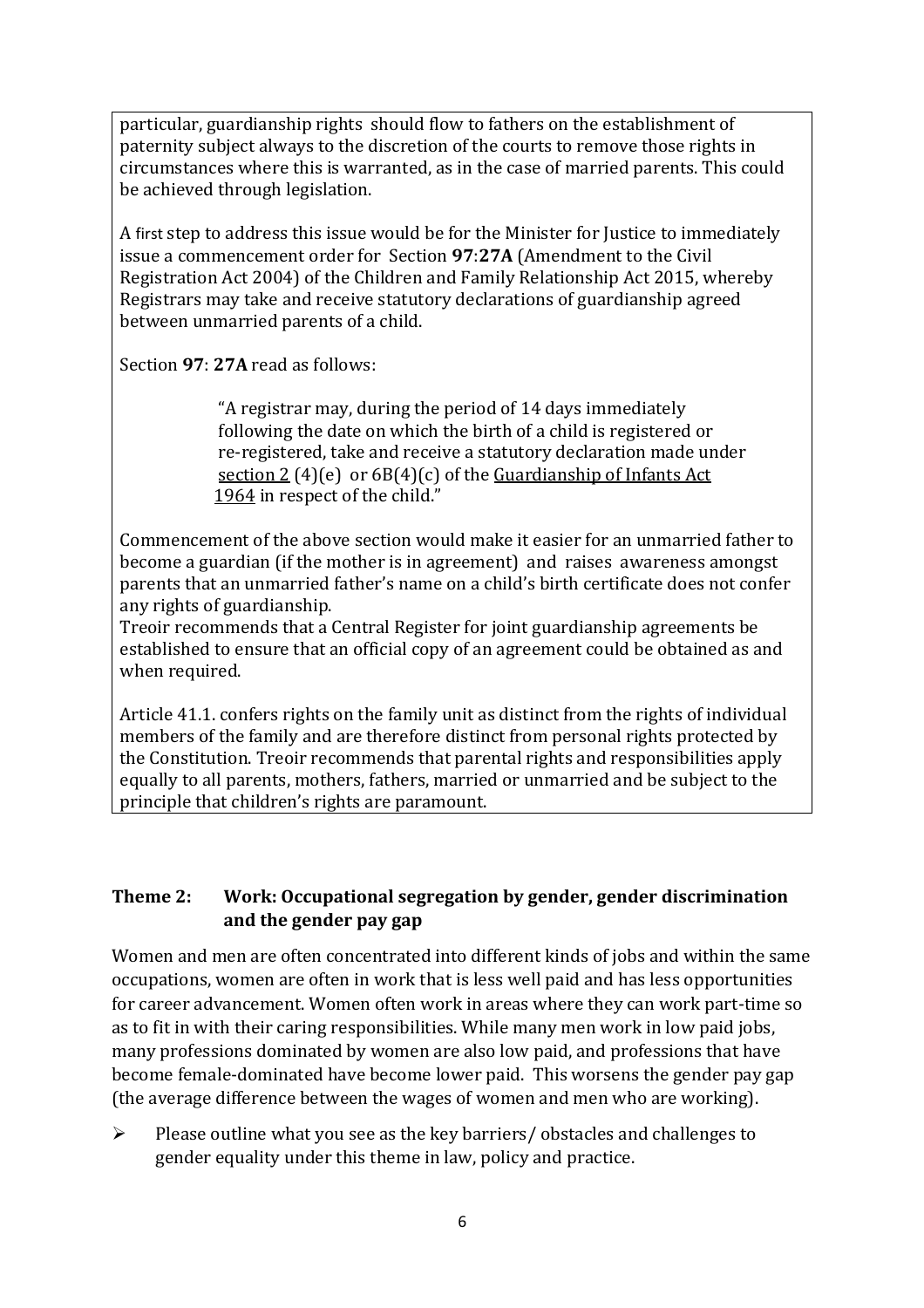particular, guardianship rights should flow to fathers on the establishment of paternity subject always to the discretion of the courts to remove those rights in circumstances where this is warranted, as in the case of married parents. This could be achieved through legislation.

A first step to address this issue would be for the Minister for Justice to immediately issue a commencement order for Section **97**:**27A** (Amendment to the Civil Registration Act 2004) of the Children and Family Relationship Act 2015, whereby Registrars may take and receive statutory declarations of guardianship agreed between unmarried parents of a child.

Section **97**: **27A** read as follows:

> "A registrar may, during the period of 14 days immediately following the date on which the birth of a child is registered or re-registered, take and receive a statutory declaration made under section 2 (4)(e) or 6B(4)(c) of the Guardianship of Infants Act 1964 in respect of the child."

Commencement of the above section would make it easier for an unmarried father to become a guardian (if the mother is in agreement) and raises awareness amongst parents that an unmarried father's name on a child's birth certificate does not confer any rights of guardianship.
Treoir recommends that a Central Register for joint guardianship agreements be established to ensure that an official copy of an agreement could be obtained as and when required.

Article 41.1. confers rights on the family unit as distinct from the rights of individual members of the family and are therefore distinct from personal rights protected by the Constitution. Treoir recommends that parental rights and responsibilities apply equally to all parents, mothers, fathers, married or unmarried and be subject to the principle that children's rights are paramount.

## Theme 2: Work: Occupational segregation by gender, gender discrimination and the gender pay gap

Women and men are often concentrated into different kinds of jobs and within the same occupations, women are often in work that is less well paid and has less opportunities for career advancement. Women often work in areas where they can work part-time so as to fit in with their caring responsibilities. While many men work in low paid jobs, many professions dominated by women are also low paid, and professions that have become female-dominated have become lower paid. This worsens the gender pay gap (the average difference between the wages of women and men who are working).

- Please outline what you see as the key barriers/ obstacles and challenges to gender equality under this theme in law, policy and practice.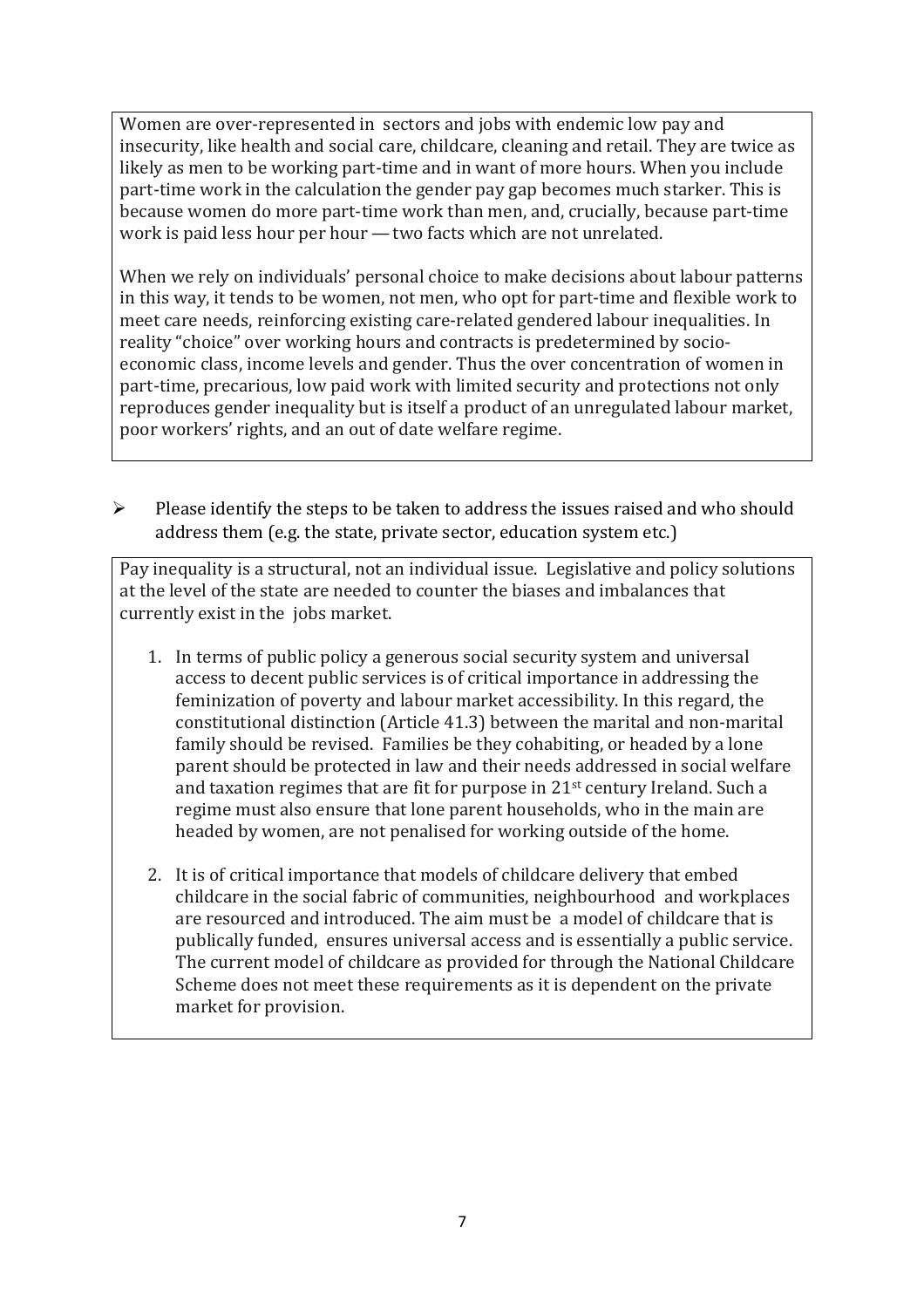Women are over-represented in sectors and jobs with endemic low pay and insecurity, like health and social care, childcare, cleaning and retail. They are twice as likely as men to be working part-time and in want of more hours. When you include part-time work in the calculation the gender pay gap becomes much starker. This is because women do more part-time work than men, and, crucially, because part-time work is paid less hour per hour — two facts which are not unrelated.

When we rely on individuals' personal choice to make decisions about labour patterns in this way, it tends to be women, not men, who opt for part-time and flexible work to meet care needs, reinforcing existing care-related gendered labour inequalities. In reality "choice" over working hours and contracts is predetermined by socio-economic class, income levels and gender. Thus the over concentration of women in part-time, precarious, low paid work with limited security and protections not only reproduces gender inequality but is itself a product of an unregulated labour market, poor workers' rights, and an out of date welfare regime.

- Please identify the steps to be taken to address the issues raised and who should address them (e.g. the state, private sector, education system etc.)

Pay inequality is a structural, not an individual issue. Legislative and policy solutions at the level of the state are needed to counter the biases and imbalances that currently exist in the jobs market.

1. In terms of public policy a generous social security system and universal access to decent public services is of critical importance in addressing the feminization of poverty and labour market accessibility. In this regard, the constitutional distinction (Article 41.3) between the marital and non-marital family should be revised. Families be they cohabiting, or headed by a lone parent should be protected in law and their needs addressed in social welfare and taxation regimes that are fit for purpose in 21st century Ireland. Such a regime must also ensure that lone parent households, who in the main are headed by women, are not penalised for working outside of the home.

2. It is of critical importance that models of childcare delivery that embed childcare in the social fabric of communities, neighbourhood and workplaces are resourced and introduced. The aim must be a model of childcare that is publically funded, ensures universal access and is essentially a public service. The current model of childcare as provided for through the National Childcare Scheme does not meet these requirements as it is dependent on the private market for provision.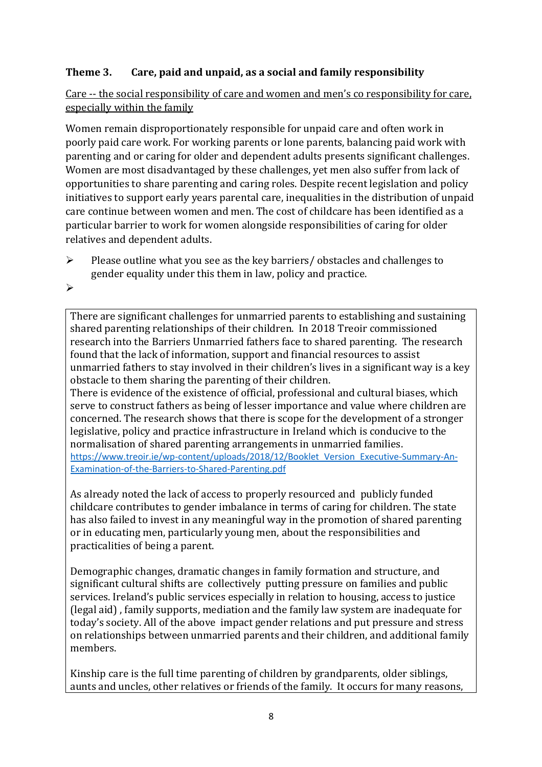**Theme 3. Care, paid and unpaid, as a social and family responsibility**

Care -- the social responsibility of care and women and men's co responsibility for care, especially within the family

Women remain disproportionately responsible for unpaid care and often work in poorly paid care work. For working parents or lone parents, balancing paid work with parenting and or caring for older and dependent adults presents significant challenges. Women are most disadvantaged by these challenges, yet men also suffer from lack of opportunities to share parenting and caring roles. Despite recent legislation and policy initiatives to support early years parental care, inequalities in the distribution of unpaid care continue between women and men. The cost of childcare has been identified as a particular barrier to work for women alongside responsibilities of caring for older relatives and dependent adults.

- Please outline what you see as the key barriers/ obstacles and challenges to gender equality under this them in law, policy and practice.
-

There are significant challenges for unmarried parents to establishing and sustaining shared parenting relationships of their children. In 2018 Treoir commissioned research into the Barriers Unmarried fathers face to shared parenting. The research found that the lack of information, support and financial resources to assist unmarried fathers to stay involved in their children's lives in a significant way is a key obstacle to them sharing the parenting of their children.
There is evidence of the existence of official, professional and cultural biases, which serve to construct fathers as being of lesser importance and value where children are concerned. The research shows that there is scope for the development of a stronger legislative, policy and practice infrastructure in Ireland which is conducive to the normalisation of shared parenting arrangements in unmarried families.
https://www.treoir.ie/wp-content/uploads/2018/12/Booklet_Version_Executive-Summary-An-Examination-of-the-Barriers-to-Shared-Parenting.pdf

As already noted the lack of access to properly resourced and publicly funded childcare contributes to gender imbalance in terms of caring for children. The state has also failed to invest in any meaningful way in the promotion of shared parenting or in educating men, particularly young men, about the responsibilities and practicalities of being a parent.

Demographic changes, dramatic changes in family formation and structure, and significant cultural shifts are collectively putting pressure on families and public services. Ireland's public services especially in relation to housing, access to justice (legal aid) , family supports, mediation and the family law system are inadequate for today's society. All of the above impact gender relations and put pressure and stress on relationships between unmarried parents and their children, and additional family members.

Kinship care is the full time parenting of children by grandparents, older siblings, aunts and uncles, other relatives or friends of the family. It occurs for many reasons,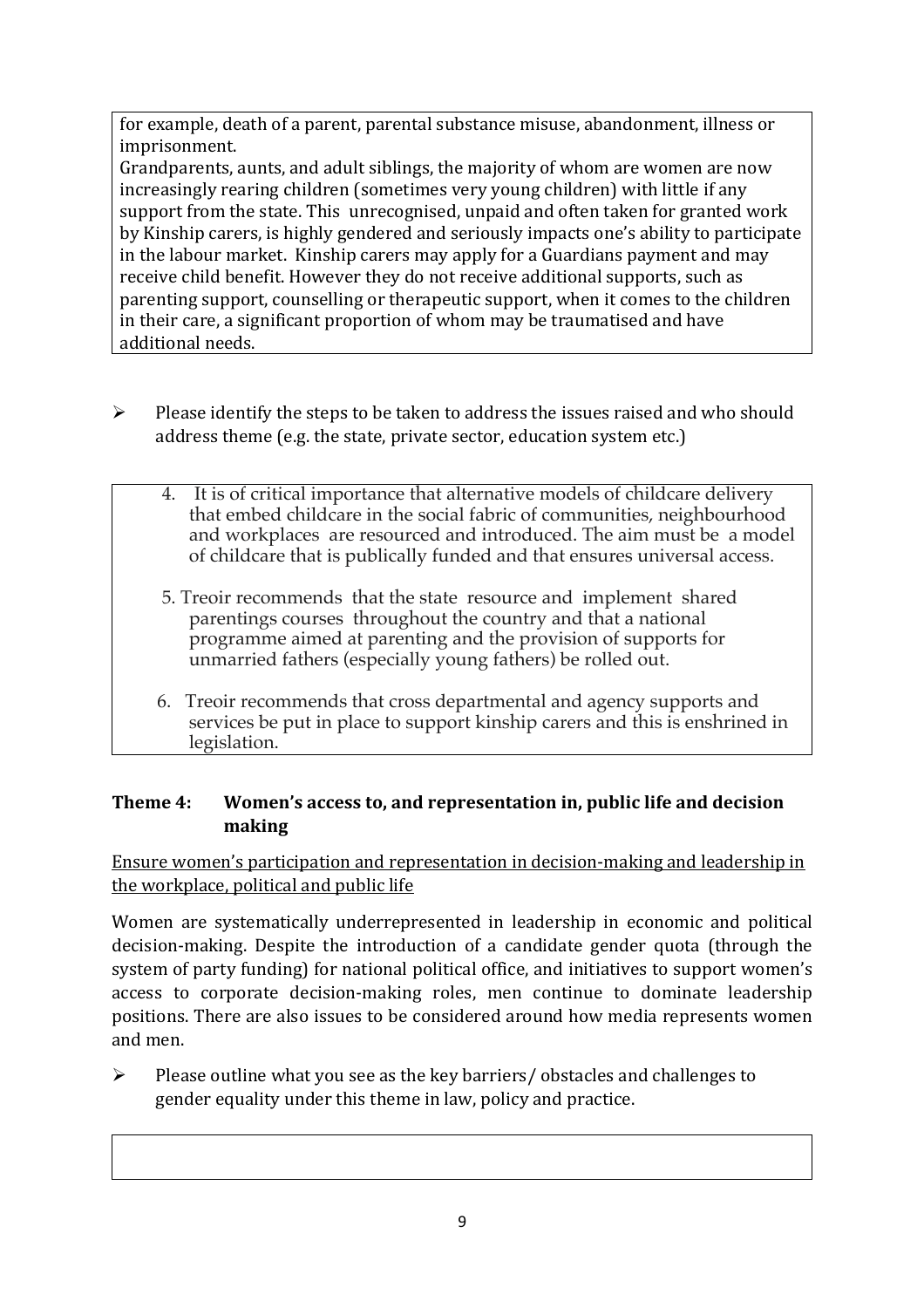for example, death of a parent, parental substance misuse, abandonment, illness or imprisonment.
Grandparents, aunts, and adult siblings, the majority of whom are women are now increasingly rearing children (sometimes very young children) with little if any support from the state. This unrecognised, unpaid and often taken for granted work by Kinship carers, is highly gendered and seriously impacts one's ability to participate in the labour market. Kinship carers may apply for a Guardians payment and may receive child benefit. However they do not receive additional supports, such as parenting support, counselling or therapeutic support, when it comes to the children in their care, a significant proportion of whom may be traumatised and have additional needs.

- Please identify the steps to be taken to address the issues raised and who should address theme (e.g. the state, private sector, education system etc.)

4. It is of critical importance that alternative models of childcare delivery that embed childcare in the social fabric of communities, neighbourhood and workplaces are resourced and introduced. The aim must be a model of childcare that is publically funded and that ensures universal access.

5. Treoir recommends that the state resource and implement shared parentings courses throughout the country and that a national programme aimed at parenting and the provision of supports for unmarried fathers (especially young fathers) be rolled out.

6. Treoir recommends that cross departmental and agency supports and services be put in place to support kinship carers and this is enshrined in legislation.

## Theme 4: Women's access to, and representation in, public life and decision making

Ensure women's participation and representation in decision-making and leadership in the workplace, political and public life

Women are systematically underrepresented in leadership in economic and political decision-making. Despite the introduction of a candidate gender quota (through the system of party funding) for national political office, and initiatives to support women's access to corporate decision-making roles, men continue to dominate leadership positions. There are also issues to be considered around how media represents women and men.

- Please outline what you see as the key barriers/ obstacles and challenges to gender equality under this theme in law, policy and practice.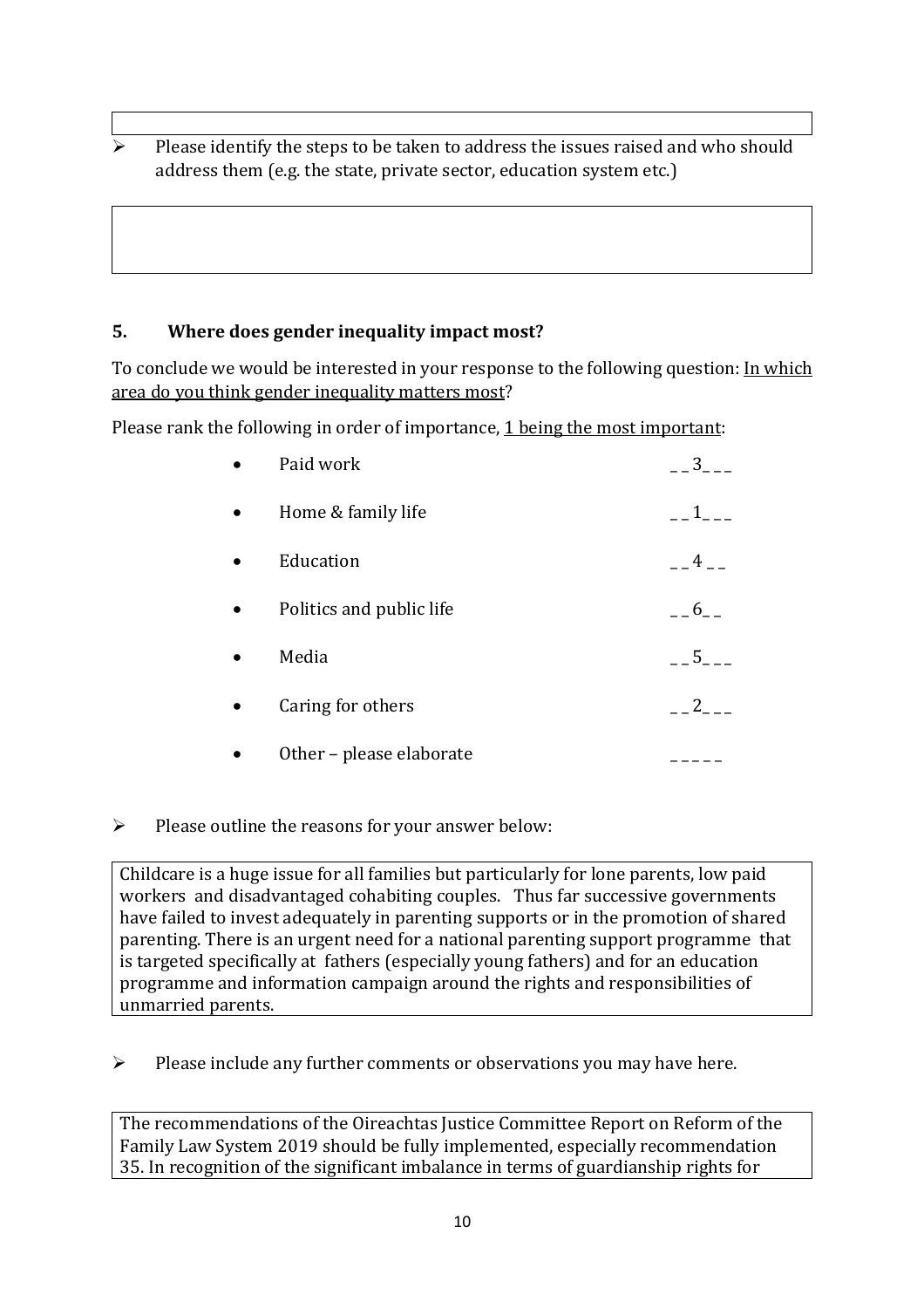- Please identify the steps to be taken to address the issues raised and who should address them (e.g. the state, private sector, education system etc.)

## 5. Where does gender inequality impact most?

To conclude we would be interested in your response to the following question: <u>In which area do you think gender inequality matters most</u>?

Please rank the following in order of importance, <u>1 being the most important</u>:

- Paid work __3___
- Home & family life __1___
- Education __4 __
- Politics and public life __6__
- Media __5___
- Caring for others __2___
- Other – please elaborate _____

- Please outline the reasons for your answer below:

Childcare is a huge issue for all families but particularly for lone parents, low paid workers and disadvantaged cohabiting couples. Thus far successive governments have failed to invest adequately in parenting supports or in the promotion of shared parenting. There is an urgent need for a national parenting support programme that is targeted specifically at fathers (especially young fathers) and for an education programme and information campaign around the rights and responsibilities of unmarried parents.

- Please include any further comments or observations you may have here.

The recommendations of the Oireachtas Justice Committee Report on Reform of the Family Law System 2019 should be fully implemented, especially recommendation 35. In recognition of the significant imbalance in terms of guardianship rights for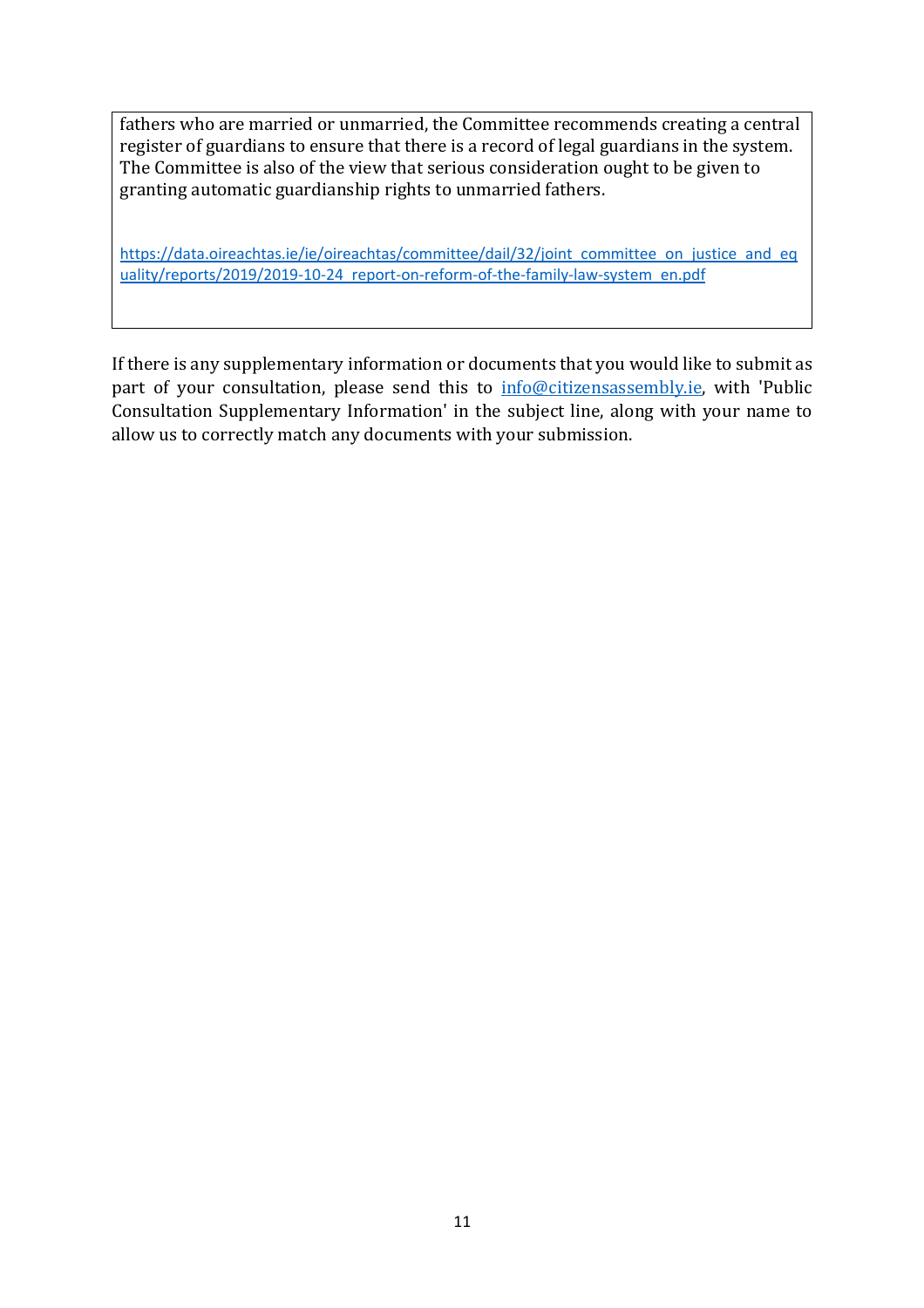fathers who are married or unmarried, the Committee recommends creating a central register of guardians to ensure that there is a record of legal guardians in the system. The Committee is also of the view that serious consideration ought to be given to granting automatic guardianship rights to unmarried fathers.

https://data.oireachtas.ie/ie/oireachtas/committee/dail/32/joint_committee_on_justice_and_equality/reports/2019/2019-10-24_report-on-reform-of-the-family-law-system_en.pdf

If there is any supplementary information or documents that you would like to submit as part of your consultation, please send this to info@citizensassembly.ie, with 'Public Consultation Supplementary Information' in the subject line, along with your name to allow us to correctly match any documents with your submission.